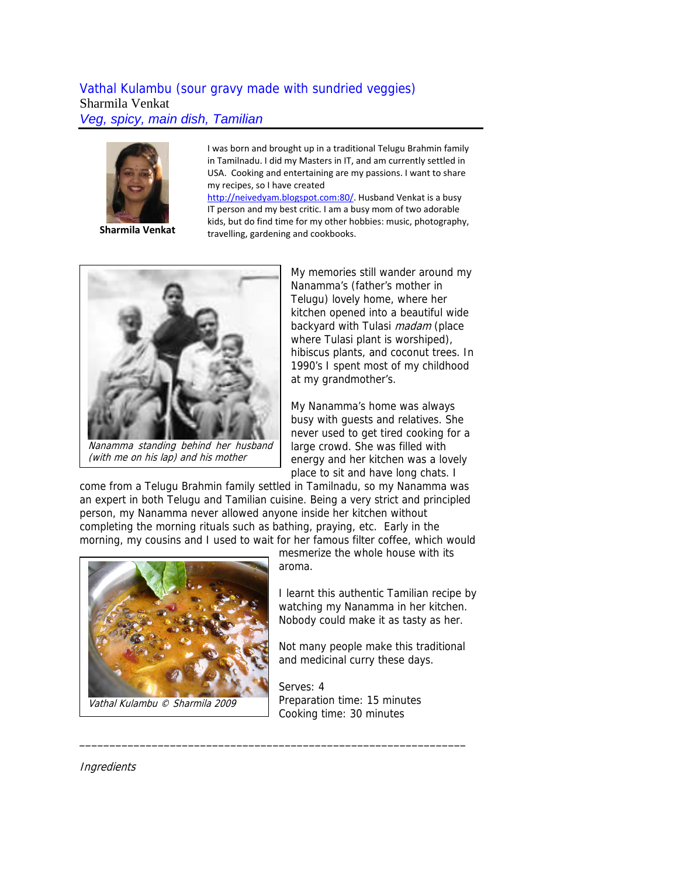# Vathal Kulambu (sour gravy made with sundried veggies)

Sharmila Venkat

*Veg, spicy, main dish, Tamilian*

**Sharmila Venkat**

I was born and brought up in a traditional Telugu Brahmin family in Tamilnadu. I did my Masters in IT, and am currently settled in USA. Cooking and entertaining are my passions. I want to share my recipes, so I have created http://neivedyam.blogspot.com:80/. Husband Venkat is a busy IT person and my best critic. I am a busy mom of two adorable kids, but do find time for my other hobbies: music, photography, travelling, gardening and cookbooks.

*Nanamma standing behind her husband (with me on his lap) and his mother*

My memories still wander around my Nanamma's (father's mother in Telugu) lovely home, where her kitchen opened into a beautiful wide backyard with Tulasi *madam* (place where Tulasi plant is worshiped), hibiscus plants, and coconut trees. In 1990's I spent most of my childhood at my grandmother's.

My Nanamma's home was always busy with guests and relatives. She never used to get tired cooking for a large crowd. She was filled with energy and her kitchen was a lovely place to sit and have long chats. I come from a Telugu Brahmin family settled in Tamilnadu, so my Nanamma was an expert in both Telugu and Tamilian cuisine. Being a very strict and principled person, my Nanamma never allowed anyone inside her kitchen without completing the morning rituals such as bathing, praying, etc. Early in the morning, my cousins and I used to wait for her famous filter coffee, which would mesmerize the whole house with its aroma.

*Vathal Kulambu © Sharmila 2009*

I learnt this authentic Tamilian recipe by watching my Nanamma in her kitchen. Nobody could make it as tasty as her.

Not many people make this traditional and medicinal curry these days.

Serves: 4
Preparation time: 15 minutes
Cooking time: 30 minutes

---

*Ingredients*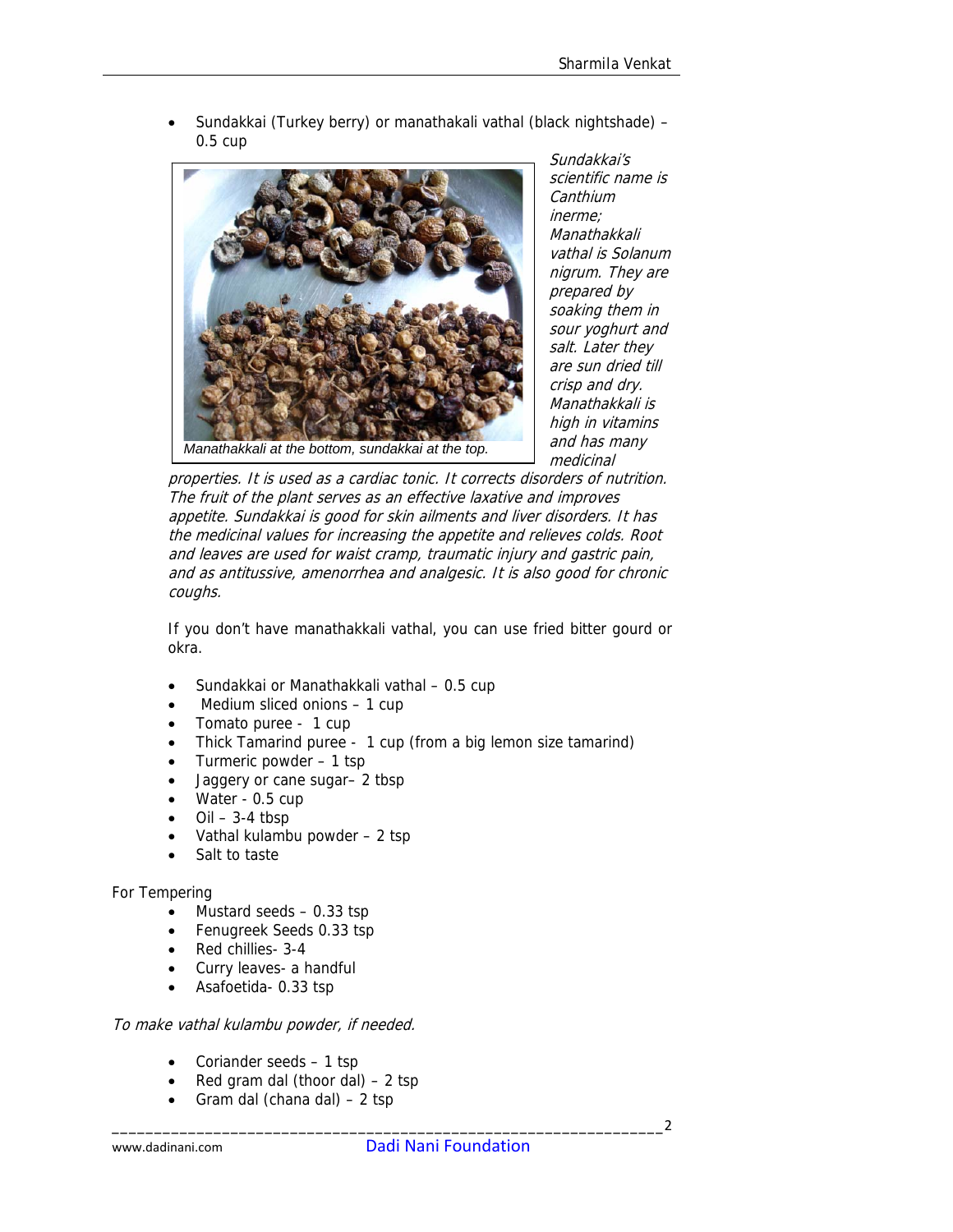- Sundakkai (Turkey berry) or manathakali vathal (black nightshade) – 0.5 cup

Manathakkali at the bottom, sundakkai at the top.

*Sundakkai's scientific name is Canthium inerme; Manathakkali vathal is Solanum nigrum. They are prepared by soaking them in sour yoghurt and salt. Later they are sun dried till crisp and dry. Manathakkali is high in vitamins and has many medicinal properties. It is used as a cardiac tonic. It corrects disorders of nutrition. The fruit of the plant serves as an effective laxative and improves appetite. Sundakkai is good for skin ailments and liver disorders. It has the medicinal values for increasing the appetite and relieves colds. Root and leaves are used for waist cramp, traumatic injury and gastric pain, and as antitussive, amenorrhea and analgesic. It is also good for chronic coughs.*

If you don't have manathakkali vathal, you can use fried bitter gourd or okra.

- Sundakkai or Manathakkali vathal – 0.5 cup
- Medium sliced onions – 1 cup
- Tomato puree - 1 cup
- Thick Tamarind puree - 1 cup (from a big lemon size tamarind)
- Turmeric powder – 1 tsp
- Jaggery or cane sugar– 2 tbsp
- Water - 0.5 cup
- Oil – 3-4 tbsp
- Vathal kulambu powder – 2 tsp
- Salt to taste

For Tempering

- Mustard seeds – 0.33 tsp
- Fenugreek Seeds 0.33 tsp
- Red chillies- 3-4
- Curry leaves- a handful
- Asafoetida- 0.33 tsp

*To make vathal kulambu powder, if needed.*

- Coriander seeds – 1 tsp
- Red gram dal (thoor dal) – 2 tsp
- Gram dal (chana dal) – 2 tsp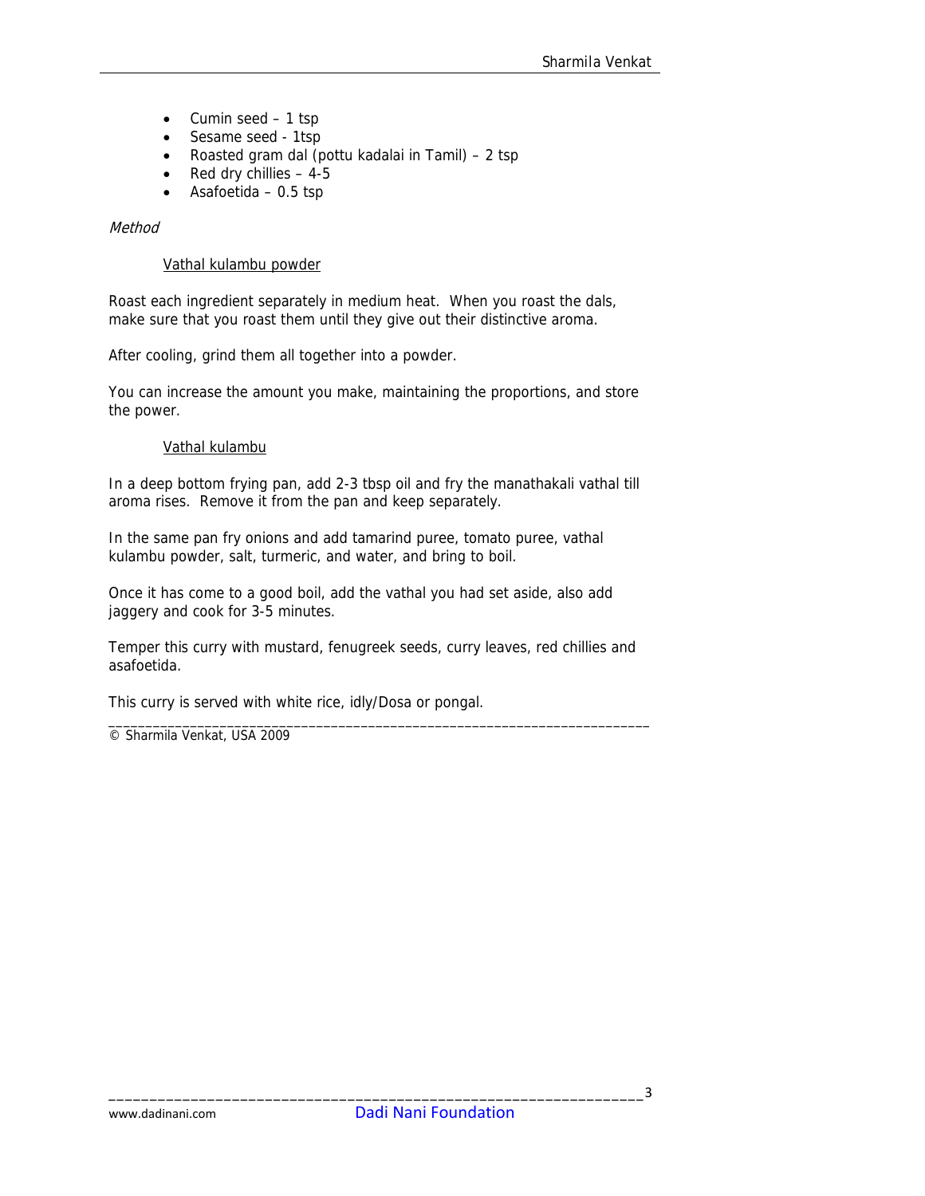- Cumin seed – 1 tsp
- Sesame seed - 1tsp
- Roasted gram dal (pottu kadalai in Tamil) – 2 tsp
- Red dry chillies – 4-5
- Asafoetida – 0.5 tsp

*Method*

Vathal kulambu powder

Roast each ingredient separately in medium heat. When you roast the dals, make sure that you roast them until they give out their distinctive aroma.

After cooling, grind them all together into a powder.

You can increase the amount you make, maintaining the proportions, and store the power.

Vathal kulambu

In a deep bottom frying pan, add 2-3 tbsp oil and fry the manathakali vathal till aroma rises. Remove it from the pan and keep separately.

In the same pan fry onions and add tamarind puree, tomato puree, vathal kulambu powder, salt, turmeric, and water, and bring to boil.

Once it has come to a good boil, add the vathal you had set aside, also add jaggery and cook for 3-5 minutes.

Temper this curry with mustard, fenugreek seeds, curry leaves, red chillies and asafoetida.

This curry is served with white rice, idly/Dosa or pongal.

© Sharmila Venkat, USA 2009